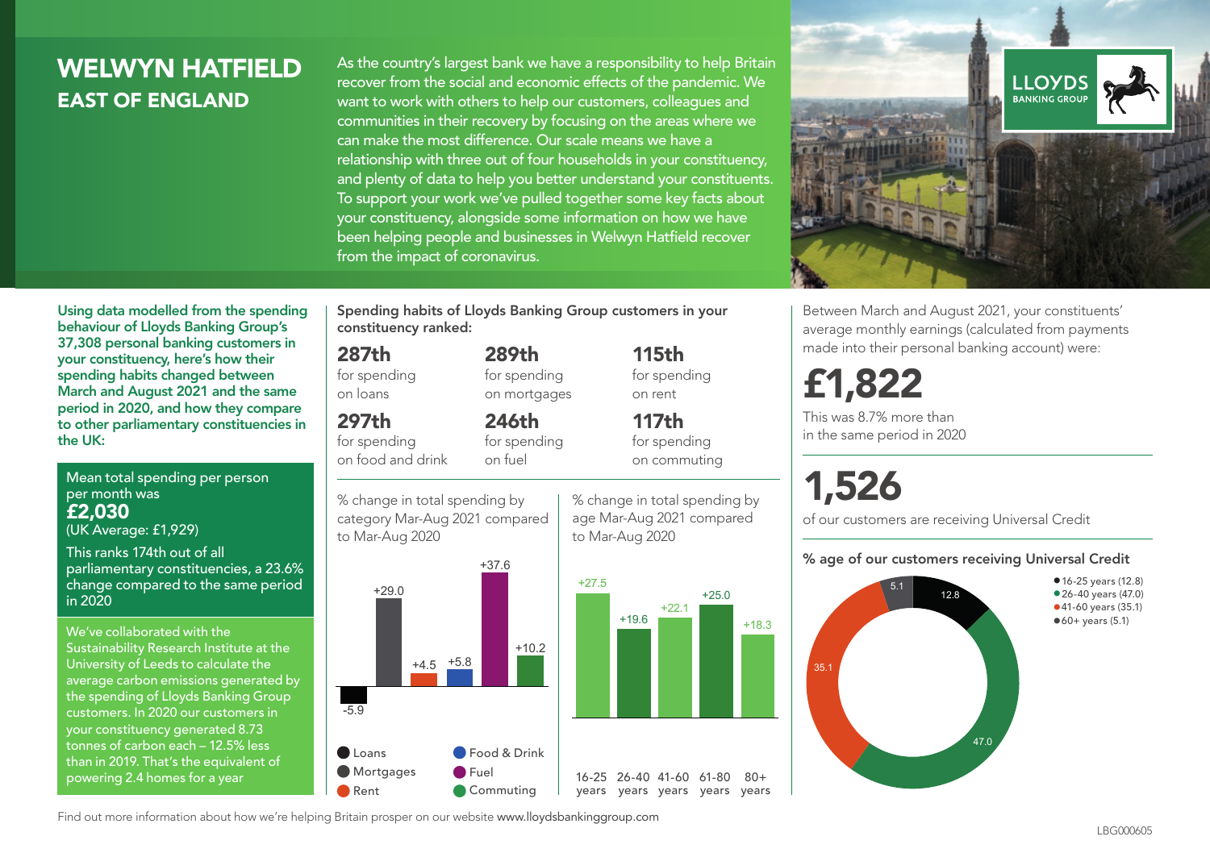# WELWYN HATFIELD
## EAST OF ENGLAND

As the country's largest bank we have a responsibility to help Britain recover from the social and economic effects of the pandemic. We want to work with others to help our customers, colleagues and communities in their recovery by focusing on the areas where we can make the most difference. Our scale means we have a relationship with three out of four households in your constituency, and plenty of data to help you better understand your constituents. To support your work we've pulled together some key facts about your constituency, alongside some information on how we have been helping people and businesses in Welwyn Hatfield recover from the impact of coronavirus.

LLOYDS BANKING GROUP

**Using data modelled from the spending behaviour of Lloyds Banking Group's 37,308 personal banking customers in your constituency, here's how their spending habits changed between March and August 2021 and the same period in 2020, and how they compare to other parliamentary constituencies in the UK:**

Mean total spending per person per month was
**£2,030**
(UK Average: £1,929)

This ranks 174th out of all parliamentary constituencies, a 23.6% change compared to the same period in 2020

We've collaborated with the Sustainability Research Institute at the University of Leeds to calculate the average carbon emissions generated by the spending of Lloyds Banking Group customers. In 2020 our customers in your constituency generated 8.73 tonnes of carbon each – 12.5% less than in 2019. That's the equivalent of powering 2.4 homes for a year

**Spending habits of Lloyds Banking Group customers in your constituency ranked:**

- **287th** for spending on loans
- **289th** for spending on mortgages
- **115th** for spending on rent
- **297th** for spending on food and drink
- **246th** for spending on fuel
- **117th** for spending on commuting

% change in total spending by category Mar-Aug 2021 compared to Mar-Aug 2020

| Category | % change |
|---|---|
| Loans | -5.9 |
| Mortgages | +29.0 |
| Rent | +4.5 |
| Food & Drink | +5.8 |
| Fuel | +37.6 |
| Commuting | +10.2 |

% change in total spending by age Mar-Aug 2021 compared to Mar-Aug 2020

| Age | % change |
|---|---|
| 16-25 years | +27.5 |
| 26-40 years | +19.6 |
| 41-60 years | +22.1 |
| 61-80 years | +25.0 |
| 80+ years | +18.3 |

Between March and August 2021, your constituents' average monthly earnings (calculated from payments made into their personal banking account) were:

**£1,822**

This was 8.7% more than in the same period in 2020

**1,526**

of our customers are receiving Universal Credit

**% age of our customers receiving Universal Credit**

- 16-25 years (12.8)
- 26-40 years (47.0)
- 41-60 years (35.1)
- 60+ years (5.1)

Find out more information about how we're helping Britain prosper on our website www.lloydsbankinggroup.com

LBG000605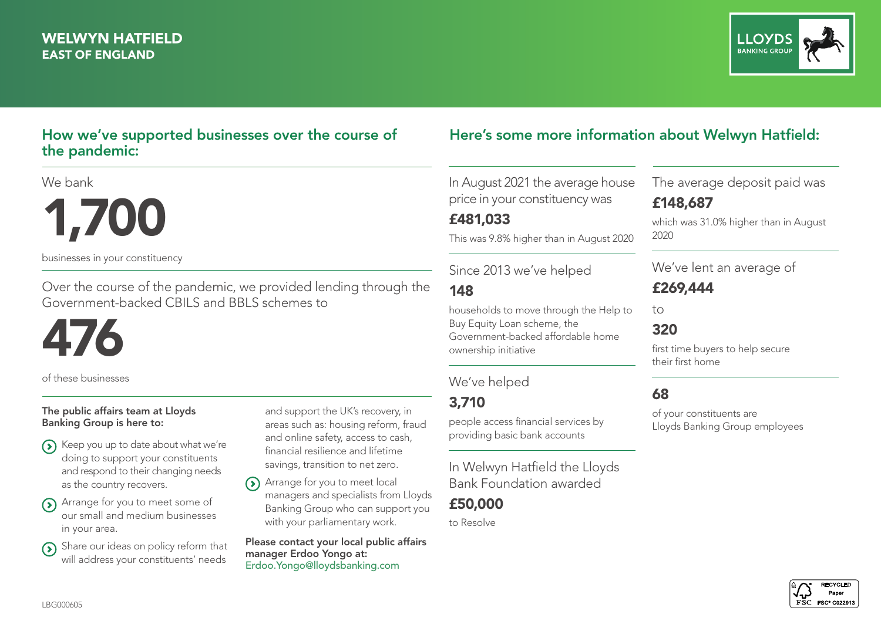# WELWYN HATFIELD
## EAST OF ENGLAND

## How we've supported businesses over the course of the pandemic:

We bank

**1,700**

businesses in your constituency

Over the course of the pandemic, we provided lending through the Government-backed CBILS and BBLS schemes to

**476**

of these businesses

**The public affairs team at Lloyds Banking Group is here to:**

- Keep you up to date about what we're doing to support your constituents and respond to their changing needs as the country recovers.
- Arrange for you to meet some of our small and medium businesses in your area.
- Share our ideas on policy reform that will address your constituents' needs and support the UK's recovery, in areas such as: housing reform, fraud and online safety, access to cash, financial resilience and lifetime savings, transition to net zero.
- Arrange for you to meet local managers and specialists from Lloyds Banking Group who can support you with your parliamentary work.

**Please contact your local public affairs manager Erdoo Yongo at:**
Erdoo.Yongo@lloydsbanking.com

## Here's some more information about Welwyn Hatfield:

In August 2021 the average house price in your constituency was

**£481,033**

This was 9.8% higher than in August 2020

Since 2013 we've helped

**148**

households to move through the Help to Buy Equity Loan scheme, the Government-backed affordable home ownership initiative

We've helped

**3,710**

people access financial services by providing basic bank accounts

In Welwyn Hatfield the Lloyds Bank Foundation awarded

**£50,000**

to Resolve

The average deposit paid was

**£148,687**

which was 31.0% higher than in August 2020

We've lent an average of

**£269,444**

to

**320**

first time buyers to help secure their first home

**68**

of your constituents are Lloyds Banking Group employees

LBG000605